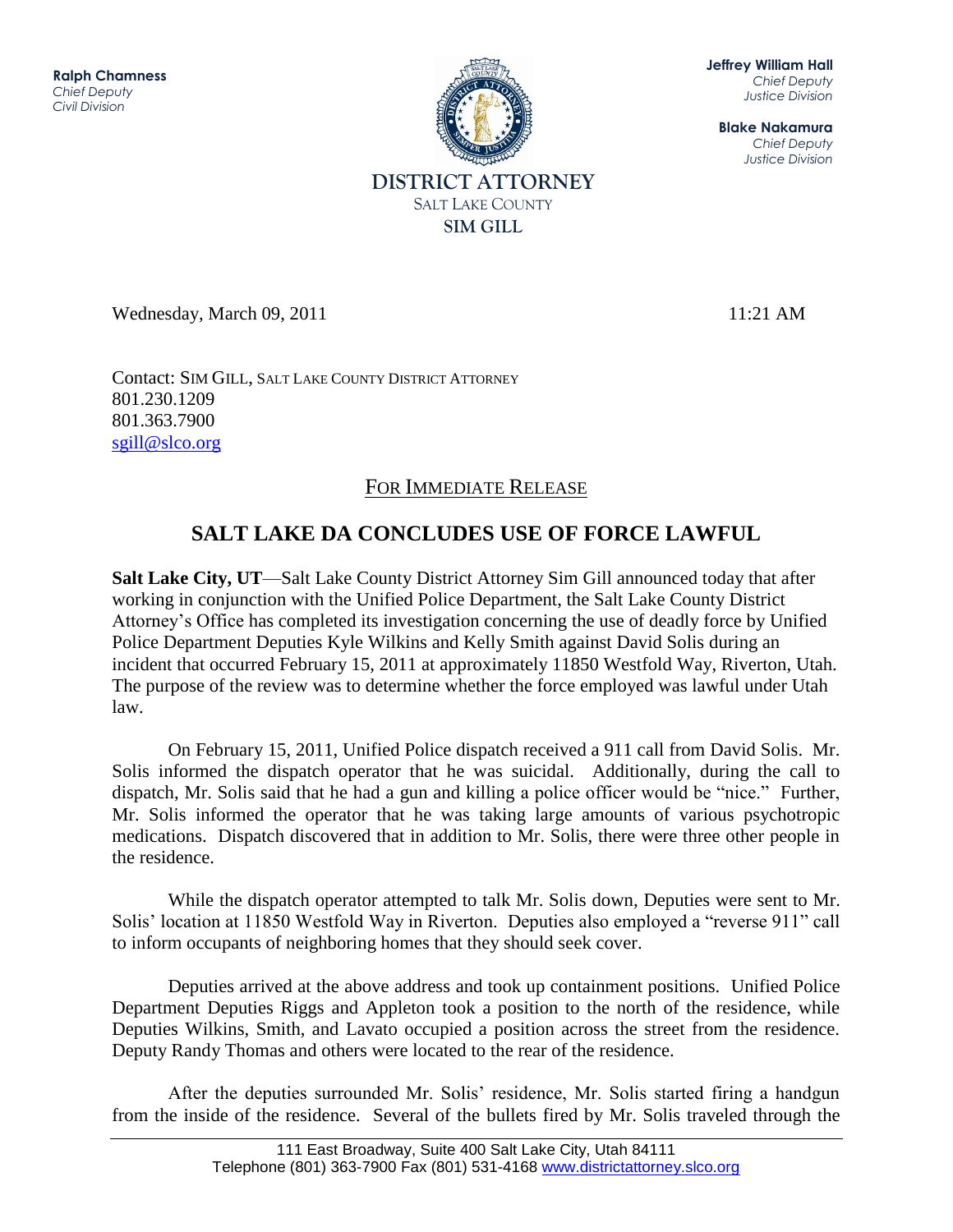**Ralph Chamness**
*Chief Deputy*
*Civil Division*

**Jeffrey William Hall**
*Chief Deputy*
*Justice Division*

**Blake Nakamura**
*Chief Deputy*
*Justice Division*

DISTRICT ATTORNEY
SALT LAKE COUNTY
SIM GILL

Wednesday, March 09, 2011 11:21 AM

Contact: SIM GILL, SALT LAKE COUNTY DISTRICT ATTORNEY
801.230.1209
801.363.7900
sgill@slco.org

FOR IMMEDIATE RELEASE

## SALT LAKE DA CONCLUDES USE OF FORCE LAWFUL

**Salt Lake City, UT**—Salt Lake County District Attorney Sim Gill announced today that after working in conjunction with the Unified Police Department, the Salt Lake County District Attorney's Office has completed its investigation concerning the use of deadly force by Unified Police Department Deputies Kyle Wilkins and Kelly Smith against David Solis during an incident that occurred February 15, 2011 at approximately 11850 Westfold Way, Riverton, Utah. The purpose of the review was to determine whether the force employed was lawful under Utah law.

On February 15, 2011, Unified Police dispatch received a 911 call from David Solis. Mr. Solis informed the dispatch operator that he was suicidal. Additionally, during the call to dispatch, Mr. Solis said that he had a gun and killing a police officer would be "nice." Further, Mr. Solis informed the operator that he was taking large amounts of various psychotropic medications. Dispatch discovered that in addition to Mr. Solis, there were three other people in the residence.

While the dispatch operator attempted to talk Mr. Solis down, Deputies were sent to Mr. Solis' location at 11850 Westfold Way in Riverton. Deputies also employed a "reverse 911" call to inform occupants of neighboring homes that they should seek cover.

Deputies arrived at the above address and took up containment positions. Unified Police Department Deputies Riggs and Appleton took a position to the north of the residence, while Deputies Wilkins, Smith, and Lavato occupied a position across the street from the residence. Deputy Randy Thomas and others were located to the rear of the residence.

After the deputies surrounded Mr. Solis' residence, Mr. Solis started firing a handgun from the inside of the residence. Several of the bullets fired by Mr. Solis traveled through the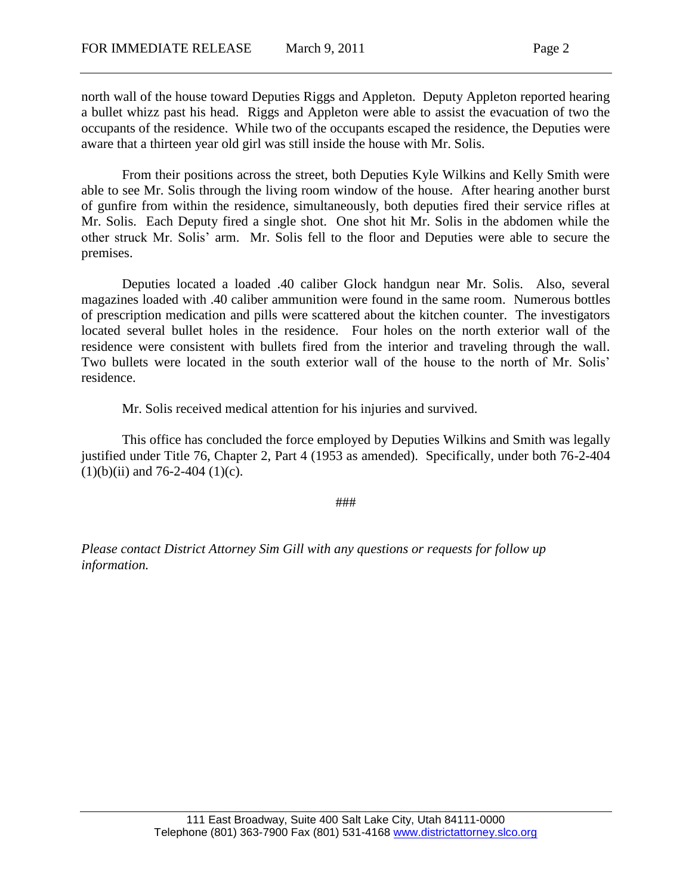north wall of the house toward Deputies Riggs and Appleton. Deputy Appleton reported hearing a bullet whizz past his head. Riggs and Appleton were able to assist the evacuation of two the occupants of the residence. While two of the occupants escaped the residence, the Deputies were aware that a thirteen year old girl was still inside the house with Mr. Solis.

From their positions across the street, both Deputies Kyle Wilkins and Kelly Smith were able to see Mr. Solis through the living room window of the house. After hearing another burst of gunfire from within the residence, simultaneously, both deputies fired their service rifles at Mr. Solis. Each Deputy fired a single shot. One shot hit Mr. Solis in the abdomen while the other struck Mr. Solis' arm. Mr. Solis fell to the floor and Deputies were able to secure the premises.

Deputies located a loaded .40 caliber Glock handgun near Mr. Solis. Also, several magazines loaded with .40 caliber ammunition were found in the same room. Numerous bottles of prescription medication and pills were scattered about the kitchen counter. The investigators located several bullet holes in the residence. Four holes on the north exterior wall of the residence were consistent with bullets fired from the interior and traveling through the wall. Two bullets were located in the south exterior wall of the house to the north of Mr. Solis' residence.

Mr. Solis received medical attention for his injuries and survived.

This office has concluded the force employed by Deputies Wilkins and Smith was legally justified under Title 76, Chapter 2, Part 4 (1953 as amended). Specifically, under both 76-2-404 (1)(b)(ii) and 76-2-404 (1)(c).

###

*Please contact District Attorney Sim Gill with any questions or requests for follow up information.*

111 East Broadway, Suite 400 Salt Lake City, Utah 84111-0000
Telephone (801) 363-7900 Fax (801) 531-4168 www.districtattorney.slco.org